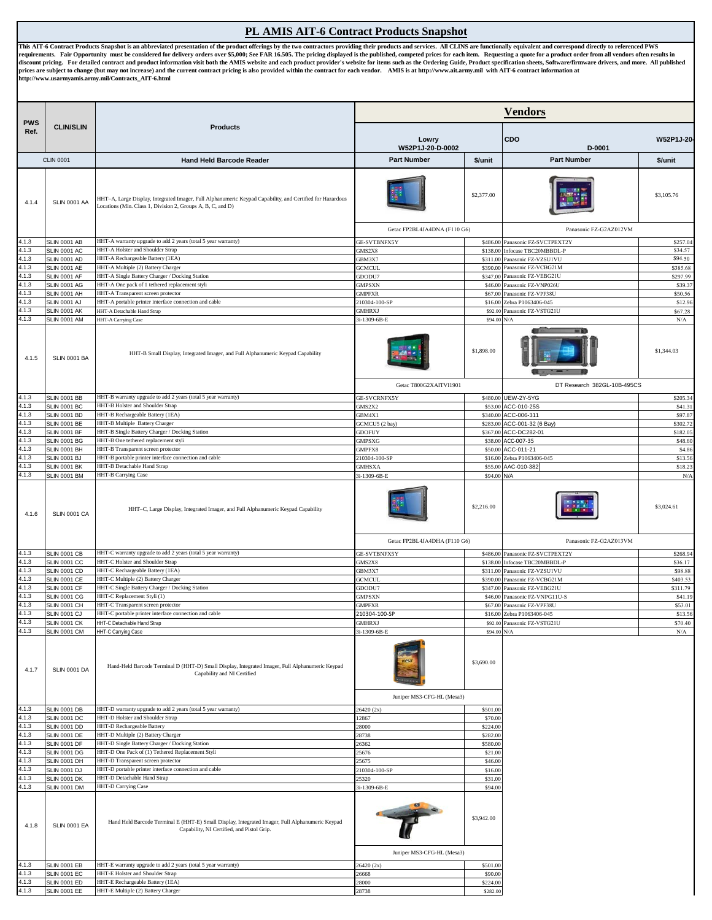# PL AMIS AIT-6 Contract Products Snapshot

**This AIT-6 Contract Products Snapshot is an abbreviated presentation of the product offerings by the two contractors providing their products and services. All CLINS are functionally equivalent and correspond directly to referenced PWS requirements. Fair Opportunity must be considered for delivery orders over $5,000; See FAR 16.505. The pricing displayed is the published, competed prices for each item. Requesting a quote for a product order from all vendors often results in discount pricing. For detailed contract and product information visit both the AMIS website and each product provider's website for items such as the Ordering Guide, Product specification sheets, Software/firmware drivers, and more. All published prices are subject to change (but may not increase) and the current contract pricing is also provided within the contract for each vendor. AMIS is at http://www.ait.army.mil with AIT-6 contract information at http://www.usarmyamis.army.mil/Contracts_AIT-6.html**

| PWS Ref. | CLIN/SLIN | Products | **Vendors** | | | |
|---|---|---|---|---|---|---|
| | | | Lowry W52P1J-20-D-0002 | | CDO W52P1J-20-D-0001 | |
| CLIN 0001 | | **Hand Held Barcode Reader** | **Part Number** | **$/unit** | **Part Number** | **$/unit** |
| 4.1.4 | SLIN 0001 AA | HHT–A, Large Display, Integrated Imager, Full Alphanumeric Keypad Capability, and Certified for Hazardous Locations (Min. Class 1, Division 2, Groups A, B, C, and D) | Getac FP2BL4JA4DNA (F110 G6) | $2,377.00 | Panasonic FZ-G2AZ012VM | $3,105.76 |
| 4.1.3 | SLIN 0001 AB | HHT-A warranty upgrade to add 2 years (total 5 year warranty) | GE-SVTBNFX5Y | $486.00 | Panasonic FZ-SVCTPEXT2Y | $257.04 |
| 4.1.3 | SLIN 0001 AC | HHT-A Holster and Shoulder Strap | GMS2X8 | $138.00 | Infocase TBC20MBBDL-P | $34.57 |
| 4.1.3 | SLIN 0001 AD | HHT-A Rechargeable Battery (1EA) | GBM3X7 | $311.00 | Panasonic FZ-VZSU1VU | $94.50 |
| 4.1.3 | SLIN 0001 AE | HHT-A Multiple (2) Battery Charger | GCMCUL | $390.00 | Panasonic FZ-VCBG21M | $385.68 |
| 4.1.3 | SLIN 0001 AF | HHT-A Single Battery Charger / Docking Station | GDODU7 | $347.00 | Panasonic FZ-VEBG21U | $297.99 |
| 4.1.3 | SLIN 0001 AG | HHT-A One pack of 1 tethered replacement styli | GMPSXN | $46.00 | Panasonic FZ-VNP026U | $39.37 |
| 4.1.3 | SLIN 0001 AH | HHT-A Transparent screen protector | GMPFXR | $67.00 | Panasonic FZ-VPF38U | $50.56 |
| 4.1.3 | SLIN 0001 AJ | HHT-A portable printer interface connection and cable | 210304-100-SP | $16.00 | Zebra P1063406-045 | $12.96 |
| 4.1.3 | SLIN 0001 AK | HHT-A Detachable Hand Strap | GMHRXJ | $92.00 | Panasonic FZ-VSTG21U | $67.28 |
| 4.1.3 | SLIN 0001 AM | HHT-A Carrying Case | 3i-1309-6B-E | $94.00 | N/A | N/A |
| 4.1.5 | SLIN 0001 BA | HHT-B Small Display, Integrated Imager, and Full Alphanumeric Keypad Capability | Getac T800G2XAITVI1901 | $1,898.00 | DT Research 382GL-10B-495CS | $1,344.03 |
| 4.1.3 | SLIN 0001 BB | HHT-B warranty upgrade to add 2 years (total 5 year warranty) | GE-SVCRNFX5Y | $480.00 | UEW-2Y-5YG | $205.34 |
| 4.1.3 | SLIN 0001 BC | HHT-B Holster and Shoulder Strap | GMS2X2 | $53.00 | ACC-010-25S | $41.31 |
| 4.1.3 | SLIN 0001 BD | HHT-B Rechargeable Battery (1EA) | GBM4X1 | $340.00 | ACC-006-311 | $97.87 |
| 4.1.3 | SLIN 0001 BE | HHT-B Multiple Battery Charger | GCMCU5 (2 bay) | $283.00 | ACC-001-32 (6 Bay) | $302.72 |
| 4.1.3 | SLIN 0001 BF | HHT-B Single Battery Charger / Docking Station | GDOFUY | $367.00 | ACC-DC282-01 | $182.05 |
| 4.1.3 | SLIN 0001 BG | HHT-B One tethered replacement styli | GMPSXG | $38.00 | ACC-007-35 | $48.60 |
| 4.1.3 | SLIN 0001 BH | HHT-B Transparent screen protector | GMPFX8 | $50.00 | ACC-011-21 | $4.86 |
| 4.1.3 | SLIN 0001 BJ | HHT-B portable printer interface connection and cable | 210304-100-SP | $16.00 | Zebra P1063406-045 | $13.56 |
| 4.1.3 | SLIN 0001 BK | HHT-B Detachable Hand Strap | GMHSXA | $55.00 | AAC-010-382 | $18.23 |
| 4.1.3 | SLIN 0001 BM | HHT-B Carrying Case | 3i-1309-6B-E | $94.00 | N/A | N/A |
| 4.1.6 | SLIN 0001 CA | HHT–C, Large Display, Integrated Imager, and Full Alphanumeric Keypad Capability | Getac FP2BL4JA4DHA (F110 G6) | $2,216.00 | Panasonic FZ-G2AZ013VM | $3,024.61 |
| 4.1.3 | SLIN 0001 CB | HHT-C warranty upgrade to add 2 years (total 5 year warranty) | GE-SVTBNFX5Y | $486.00 | Panasonic FZ-SVCTPEXT2Y | $268.94 |
| 4.1.3 | SLIN 0001 CC | HHT-C Holster and Shoulder Strap | GMS2X8 | $138.00 | Infocase TBC20MBBDL-P | $36.17 |
| 4.1.3 | SLIN 0001 CD | HHT-C Rechargeable Battery (1EA) | GBM3X7 | $311.00 | Panasonic FZ-VZSU1VU | $98.88 |
| 4.1.3 | SLIN 0001 CE | HHT-C Multiple (2) Battery Charger | GCMCUL | $390.00 | Panasonic FZ-VCBG21M | $403.53 |
| 4.1.3 | SLIN 0001 CF | HHT-C Single Battery Charger / Docking Station | GDODU7 | $347.00 | Panasonic FZ-VEBG21U | $311.79 |
| 4.1.3 | SLIN 0001 CG | HHT-C Replacement Styli (1) | GMPSXN | $46.00 | Panasonic FZ-VNPG11U-S | $41.19 |
| 4.1.3 | SLIN 0001 CH | HHT-C Transparent screen protector | GMPFXR | $67.00 | Panasonic FZ-VPF38U | $53.01 |
| 4.1.3 | SLIN 0001 CJ | HHT-C portable printer interface connection and cable | 210304-100-SP | $16.00 | Zebra P1063406-045 | $13.56 |
| 4.1.3 | SLIN 0001 CK | HHT-C Detachable Hand Strap | GMHRXJ | $92.00 | Panasonic FZ-VSTG21U | $70.40 |
| 4.1.3 | SLIN 0001 CM | HHT-C Carrying Case | 3i-1309-6B-E | $94.00 | N/A | N/A |
| 4.1.7 | SLIN 0001 DA | Hand-Held Barcode Terminal D (HHT-D) Small Display, Integrated Imager, Full Alphanumeric Keypad Capability and NI Certified | Juniper MS3-CFG-HL (Mesa3) | $3,690.00 | | |
| 4.1.3 | SLIN 0001 DB | HHT-D warranty upgrade to add 2 years (total 5 year warranty) | 26420 (2x) | $501.00 | | |
| 4.1.3 | SLIN 0001 DC | HHT-D Holster and Shoulder Strap | 12867 | $70.00 | | |
| 4.1.3 | SLIN 0001 DD | HHT-D Rechargeable Battery | 28000 | $224.00 | | |
| 4.1.3 | SLIN 0001 DE | HHT-D Multiple (2) Battery Charger | 28738 | $282.00 | | |
| 4.1.3 | SLIN 0001 DF | HHT-D Single Battery Charger / Docking Station | 26362 | $580.00 | | |
| 4.1.3 | SLIN 0001 DG | HHT-D One Pack of (1) Tethered Replacement Styli | 25676 | $21.00 | | |
| 4.1.3 | SLIN 0001 DH | HHT-D Transparent screen protector | 25675 | $46.00 | | |
| 4.1.3 | SLIN 0001 DJ | HHT-D portable printer interface connection and cable | 210304-100-SP | $16.00 | | |
| 4.1.3 | SLIN 0001 DK | HHT-D Detachable Hand Strap | 25320 | $31.00 | | |
| 4.1.3 | SLIN 0001 DM | HHT-D Carrying Case | 3i-1309-6B-E | $94.00 | | |
| 4.1.8 | SLIN 0001 EA | Hand Held Barcode Terminal E (HHT-E) Small Display, Integrated Imager, Full Alphanumeric Keypad Capability, NI Certified, and Pistol Grip. | Juniper MS3-CFG-HL (Mesa3) | $3,942.00 | | |
| 4.1.3 | SLIN 0001 EB | HHT-E warranty upgrade to add 2 years (total 5 year warranty) | 26420 (2x) | $501.00 | | |
| 4.1.3 | SLIN 0001 EC | HHT-E Holster and Shoulder Strap | 26668 | $90.00 | | |
| 4.1.3 | SLIN 0001 ED | HHT-E Rechargeable Battery (1EA) | 28000 | $224.00 | | |
| 4.1.3 | SLIN 0001 EE | HHT-E Multiple (2) Battery Charger | 28738 | $282.00 | | |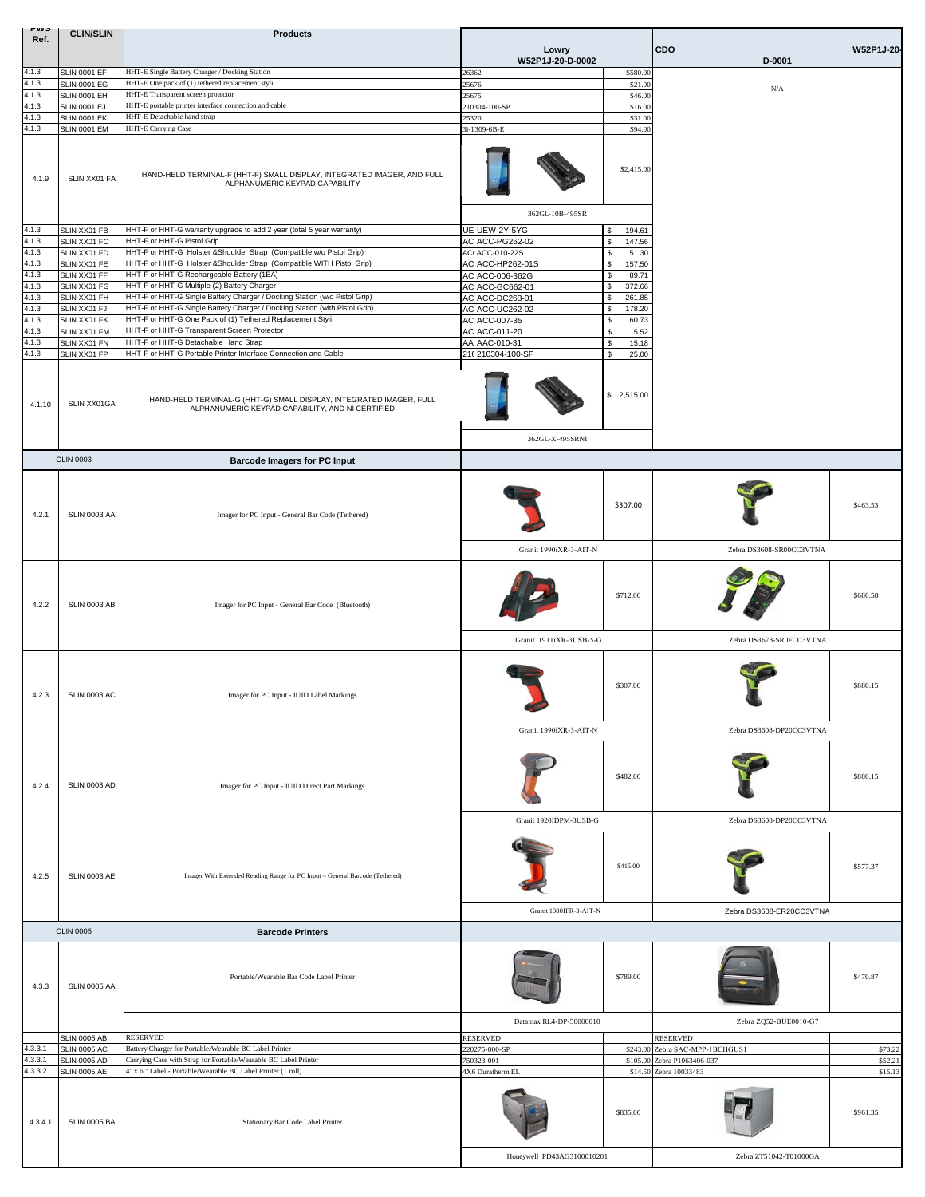| PWS Ref. | CLIN/SLIN | Products | Lowry W52P1J-20-D-0002 | | CDO D-0001 | W52P1J-20- |
|---|---|---|---|---|---|---|
| 4.1.3 | SLIN 0001 EF | HHT-E Single Battery Charger / Docking Station | 26362 | $580.00 | N/A | |
| 4.1.3 | SLIN 0001 EG | HHT-E One pack of (1) tethered replacement styli | 25676 | $21.00 | | |
| 4.1.3 | SLIN 0001 EH | HHT-E Transparent screen protector | 25675 | $46.00 | | |
| 4.1.3 | SLIN 0001 EJ | HHT-E portable printer interface connection and cable | 210304-100-SP | $16.00 | | |
| 4.1.3 | SLIN 0001 EK | HHT-E Detachable hand strap | 25320 | $31.00 | | |
| 4.1.3 | SLIN 0001 EM | HHT-E Carrying Case | 3i-1309-6B-E | $94.00 | | |
| 4.1.9 | SLIN XX01 FA | HAND-HELD TERMINAL-F (HHT-F) SMALL DISPLAY, INTEGRATED IMAGER, AND FULL ALPHANUMERIC KEYPAD CAPABILITY | 362GL-10B-495SR | $2,415.00 | | |
| 4.1.3 | SLIN XX01 FB | HHT-F or HHT-G warranty upgrade to add 2 year (total 5 year warranty) | UE UEW-2Y-5YG | $ 194.61 | | |
| 4.1.3 | SLIN XX01 FC | HHT-F or HHT-G Pistol Grip | AC ACC-PG262-02 | $ 147.56 | | |
| 4.1.3 | SLIN XX01 FD | HHT-F or HHT-G Holster &Shoulder Strap (Compatible w/o Pistol Grip) | AC( ACC-010-22S | $ 51.30 | | |
| 4.1.3 | SLIN XX01 FE | HHT-F or HHT-G Holster &Shoulder Strap (Compatible WITH Pistol Grip) | AC ACC-HP262-01S | $ 157.50 | | |
| 4.1.3 | SLIN XX01 FF | HHT-F or HHT-G Rechargeable Battery (1EA) | AC ACC-006-362G | $ 89.71 | | |
| 4.1.3 | SLIN XX01 FG | HHT-F or HHT-G Multiple (2) Battery Charger | AC ACC-GC662-01 | $ 372.66 | | |
| 4.1.3 | SLIN XX01 FH | HHT-F or HHT-G Single Battery Charger / Docking Station (w/o Pistol Grip) | AC ACC-DC263-01 | $ 261.85 | | |
| 4.1.3 | SLIN XX01 FJ | HHT-F or HHT-G Single Battery Charger / Docking Station (with Pistol Grip) | AC ACC-UC262-02 | $ 178.20 | | |
| 4.1.3 | SLIN XX01 FK | HHT-F or HHT-G One Pack of (1) Tethered Replacement Styli | AC ACC-007-35 | $ 60.73 | | |
| 4.1.3 | SLIN XX01 FM | HHT-F or HHT-G Transparent Screen Protector | AC ACC-011-20 | $ 5.52 | | |
| 4.1.3 | SLIN XX01 FN | HHT-F or HHT-G Detachable Hand Strap | AA AAC-010-31 | $ 15.18 | | |
| 4.1.3 | SLIN XX01 FP | HHT-F or HHT-G Portable Printer Interface Connection and Cable | 21( 210304-100-SP | $ 25.00 | | |
| 4.1.10 | SLIN XX01GA | HAND-HELD TERMINAL-G (HHT-G) SMALL DISPLAY, INTEGRATED IMAGER, FULL ALPHANUMERIC KEYPAD CAPABILITY, AND NI CERTIFIED | 362GL-X-495SRNI | $ 2,515.00 | | |
| | CLIN 0003 | **Barcode Imagers for PC Input** | | | | |
| 4.2.1 | SLIN 0003 AA | Imager for PC Input - General Bar Code (Tethered) | Granit 1990iXR-3-AIT-N | $307.00 | Zebra DS3608-SR00CC3VTNA | $463.53 |
| 4.2.2 | SLIN 0003 AB | Imager for PC Input - General Bar Code (Bluetooth) | Granit 1911iXR-3USB-5-G | $712.00 | Zebra DS3678-SR0FCC3VTNA | $680.58 |
| 4.2.3 | SLIN 0003 AC | Imager for PC Input - IUID Label Markings | Granit 1990iXR-3-AIT-N | $307.00 | Zebra DS3608-DP20CC3VTNA | $880.15 |
| 4.2.4 | SLIN 0003 AD | Imager for PC Input - IUID Direct Part Markings | Granit 1920IDPM-3USB-G | $482.00 | Zebra DS3608-DP20CC3VTNA | $880.15 |
| 4.2.5 | SLIN 0003 AE | Imager With Extended Reading Range for PC Input – General Barcode (Tethered) | Granit 1980IFR-3-AIT-N | $415.00 | Zebra DS3608-ER20CC3VTNA | $577.37 |
| | CLIN 0005 | **Barcode Printers** | | | | |
| 4.3.3 | SLIN 0005 AA | Portable/Wearable Bar Code Label Printer | Datamax RL4-DP-50000010 | $789.00 | Zebra ZQ52-BUE0010-G7 | $470.87 |
| | SLIN 0005 AB | RESERVED | RESERVED | | RESERVED | |
| 4.3.3.1 | SLIN 0005 AC | Battery Charger for Portable/Wearable BC Label Printer | 220275-000-SP | $243.00 | Zebra SAC-MPP-1BCHGUS1 | $73.22 |
| 4.3.3.1 | SLIN 0005 AD | Carrying Case with Strap for Portable/Wearable BC Label Printer | 750323-001 | $105.00 | Zebra P1063406-037 | $52.21 |
| 4.3.3.2 | SLIN 0005 AE | 4" x 6 " Label - Portable/Wearable BC Label Printer (1 roll) | 4X6 Duratherm EL | $14.50 | Zebra 10033483 | $15.13 |
| 4.3.4.1 | SLIN 0005 BA | Stationary Bar Code Label Printer | Honeywell PD43AG3100010201 | $835.00 | Zebra ZT51042-T01000GA | $961.35 |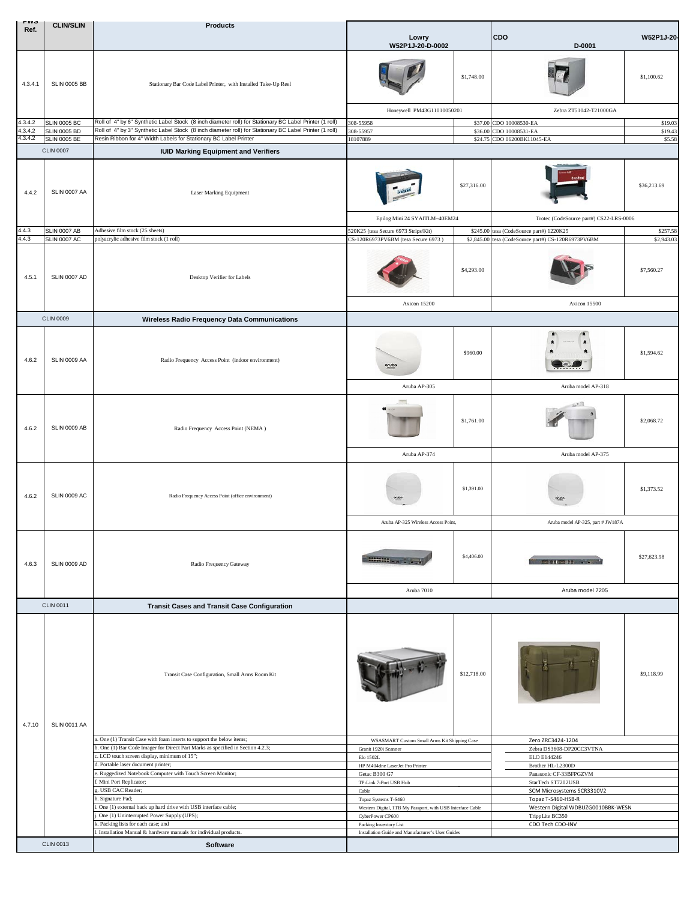| PWS Ref. | CLIN/SLIN | Products | Lowry W52P1J-20-D-0002 | | CDO W52P1J-20-D-0001 | |
|---|---|---|---|---|---|---|
| 4.3.4.1 | SLIN 0005 BB | Stationary Bar Code Label Printer, with Installed Take-Up Reel | Honeywell PM43G11010050201 | $1,748.00 | Zebra ZT51042-T21000GA | $1,100.62 |
| 4.3.4.2 | SLIN 0005 BC | Roll of 4" by 6" Synthetic Label Stock (8 inch diameter roll) for Stationary BC Label Printer (1 roll) | 308-55958 | $37.00 | CDO 10008530-EA | $19.03 |
| 4.3.4.2 | SLIN 0005 BD | Roll of 4" by 3" Synthetic Label Stock (8 inch diameter roll) for Stationary BC Label Printer (1 roll) | 308-55957 | $36.00 | CDO 10008531-EA | $19.43 |
| 4.3.4.2 | SLIN 0005 BE | Resin Ribbon for 4" Width Labels for Stationary BC Label Printer | 18107889 | $24.75 | CDO 06200BK11045-EA | $5.58 |
| | CLIN 0007 | **IUID Marking Equipment and Verifiers** | | | | |
| 4.4.2 | SLIN 0007 AA | Laser Marking Equipment | Epilog Mini 24 SYAITLM-40EM24 | $27,316.00 | Trotec (CodeSource part#) CS22-LRS-0006 | $36,213.69 |
| 4.4.3 | SLIN 0007 AB | Adhesive film stock (25 sheets) | 520K25 (tesa Secure 6973 Strips/Kit) | $245.00 | tesa (CodeSource part#) 1220K25 | $257.58 |
| 4.4.3 | SLIN 0007 AC | polyacrylic adhesive film stock (1 roll) | CS-120R6973PV6BM (tesa Secure 6973 ) | $2,845.00 | tesa (CodeSource part#) CS-120R6973PV6BM | $2,943.03 |
| 4.5.1 | SLIN 0007 AD | Desktop Verifier for Labels | Axicon 15200 | $4,293.00 | Axicon 15500 | $7,560.27 |
| | CLIN 0009 | **Wireless Radio Frequency Data Communications** | | | | |
| 4.6.2 | SLIN 0009 AA | Radio Frequency Access Point (indoor environment) | Aruba AP-305 | $960.00 | Aruba model AP-318 | $1,594.62 |
| 4.6.2 | SLIN 0009 AB | Radio Frequency Access Point (NEMA ) | Aruba AP-374 | $1,761.00 | Aruba model AP-375 | $2,068.72 |
| 4.6.2 | SLIN 0009 AC | Radio Frequency Access Point (office environment) | Aruba AP-325 Wireless Access Point, | $1,391.00 | Aruba model AP-325, part # JW187A | $1,373.52 |
| 4.6.3 | SLIN 0009 AD | Radio Frequency Gateway | Aruba 7010 | $4,406.00 | Aruba model 7205 | $27,623.98 |
| | CLIN 0011 | **Transit Cases and Transit Case Configuration** | | | | |
| 4.7.10 | SLIN 0011 AA | Transit Case Configuration, Small Arms Room Kit | | $12,718.00 | | $9,118.99 |
| | | a. One (1) Transit Case with foam inserts to support the below items; | WSASMART Custom Small Arms Kit Shipping Case | | Zero ZRC3424-1204 | |
| | | b. One (1) Bar Code Imager for Direct Part Marks as specified in Section 4.2.3; | Granit 1920i Scanner | | Zebra DS3608-DP20CC3VTNA | |
| | | c. LCD touch screen display, minimum of 15"; | Elo 1502L | | ELO E144246 | |
| | | d. Portable laser document printer; | HP M404dne LaserJet Pro Printer | | Brother HL-L2300D | |
| | | e. Ruggedized Notebook Computer with Touch Screen Monitor; | Getac B300 G7 | | Panasonic CF-33BFPGZVM | |
| | | f. Mini Port Replicator; | TP-Link 7-Port USB Hub | | StarTech ST7202USB | |
| | | g. USB CAC Reader; | Cable | | SCM Microsystems SCR3310V2 | |
| | | h. Signature Pad; | Topaz Systems T-S460 | | Topaz T-S460-HSB-R | |
| | | i. One (1) external back up hard drive with USB interface cable; | Western Digital, 1TB My Passport, with USB Interface Cable | | Western Digital WDBUZG0010BBK-WESN | |
| | | j. One (1) Uninterrupted Power Supply (UPS); | CyberPower CP600 | | TrippLite BC350 | |
| | | k. Packing lists for each case; and | Packing Inventory List | | CDO Tech CDO-INV | |
| | | l. Installation Manual & hardware manuals for individual products. | Installation Guide and Manufacturer's User Guides | | | |
| | CLIN 0013 | **Software** | | | | |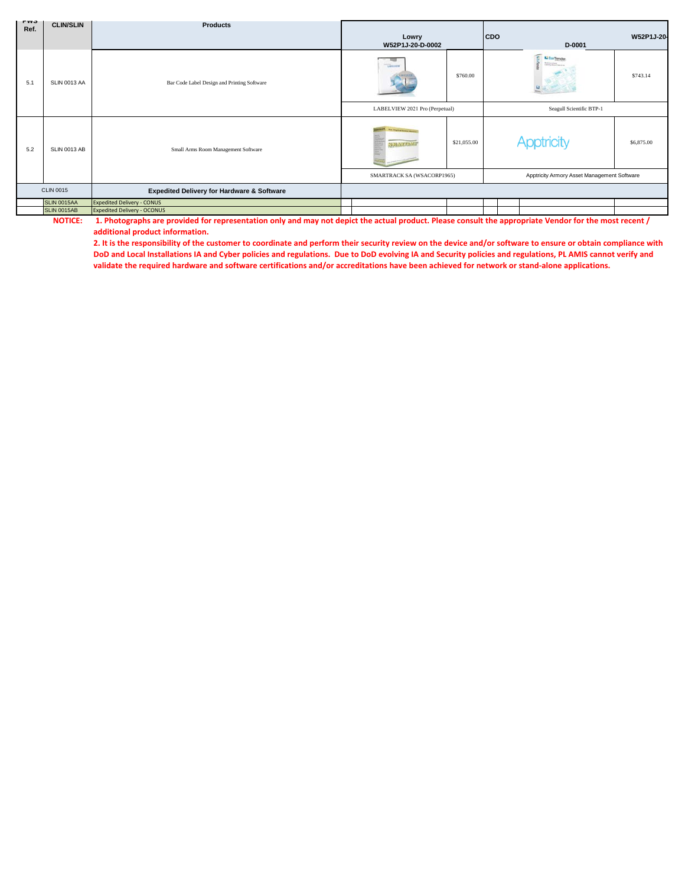| PWS Ref. | CLIN/SLIN | Products | Lowry W52P1J-20-D-0002 | | CDO W52P1J-20-D-0001 | |
|---|---|---|---|---|---|---|
| 5.1 | SLIN 0013 AA | Bar Code Label Design and Printing Software | | $760.00 | | $743.14 |
| | | | LABELVIEW 2021 Pro (Perpetual) | | Seagull Scientific BTP-1 | |
| 5.2 | SLIN 0013 AB | Small Arms Room Management Software | | $21,055.00 | Apptricity | $6,875.00 |
| | | | SMARTRACK SA (WSACORP1965) | | Apptricity Armory Asset Management Software | |
| | CLIN 0015 | **Expedited Delivery for Hardware & Software** | | | | |
| | SLIN 0015AA | Expedited Delivery - CONUS | | | | |
| | SLIN 0015AB | Expedited Delivery - OCONUS | | | | |

**NOTICE: 1. Photographs are provided for representation only and may not depict the actual product. Please consult the appropriate Vendor for the most recent / additional product information.**

**2. It is the responsibility of the customer to coordinate and perform their security review on the device and/or software to ensure or obtain compliance with DoD and Local Installations IA and Cyber policies and regulations. Due to DoD evolving IA and Security policies and regulations, PL AMIS cannot verify and validate the required hardware and software certifications and/or accreditations have been achieved for network or stand-alone applications.**